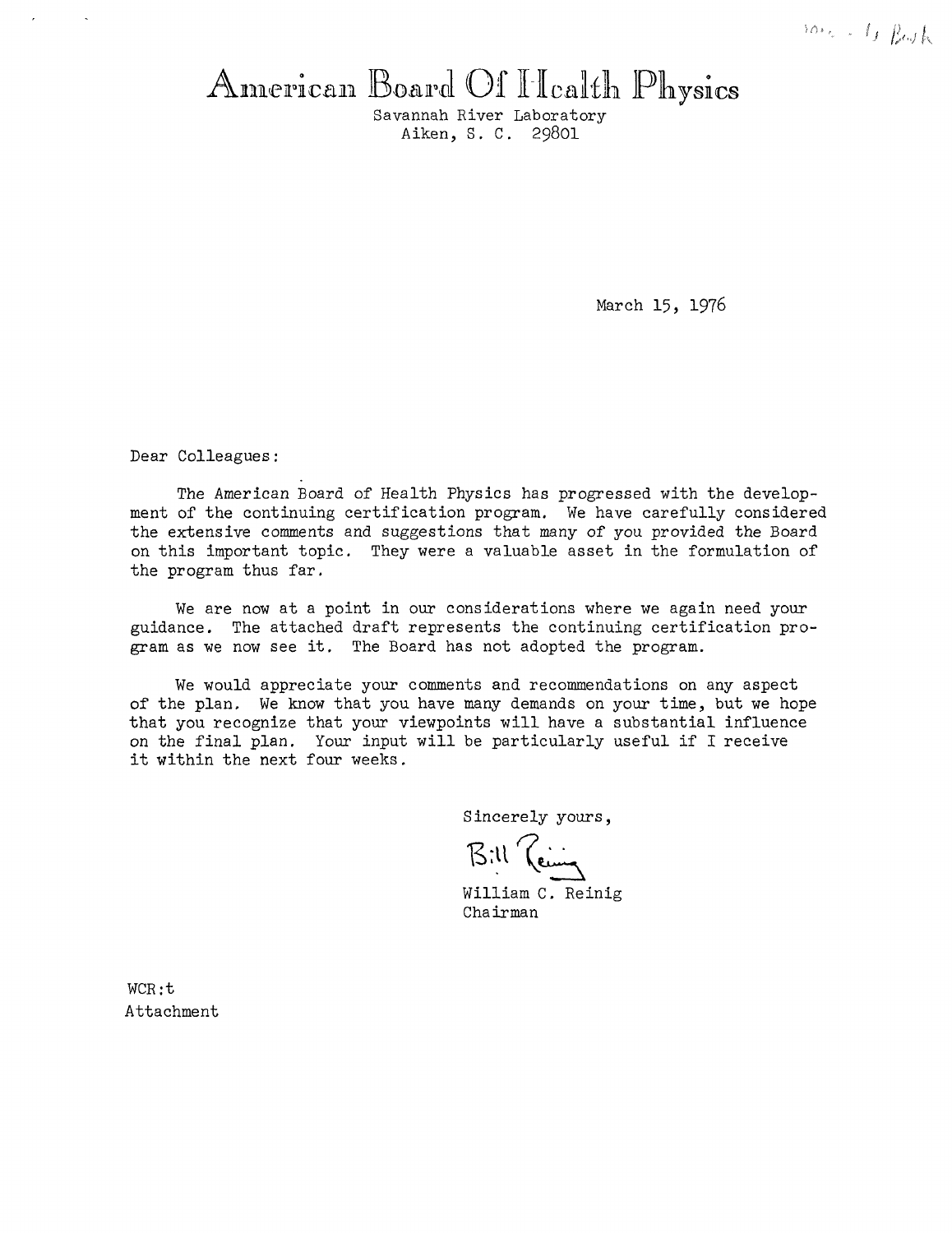# American Board Of Health Physics

Savannah River Laboratory
Aiken, S. C. 29801

March 15, 1976

Dear Colleagues:

The American Board of Health Physics has progressed with the development of the continuing certification program. We have carefully considered the extensive comments and suggestions that many of you provided the Board on this important topic. They were a valuable asset in the formulation of the program thus far.

We are now at a point in our considerations where we again need your guidance. The attached draft represents the continuing certification program as we now see it. The Board has not adopted the program.

We would appreciate your comments and recommendations on any aspect of the plan. We know that you have many demands on your time, but we hope that you recognize that your viewpoints will have a substantial influence on the final plan. Your input will be particularly useful if I receive it within the next four weeks.

Sincerely yours,

Bill Reinig

William C. Reinig
Chairman

WCR:t
Attachment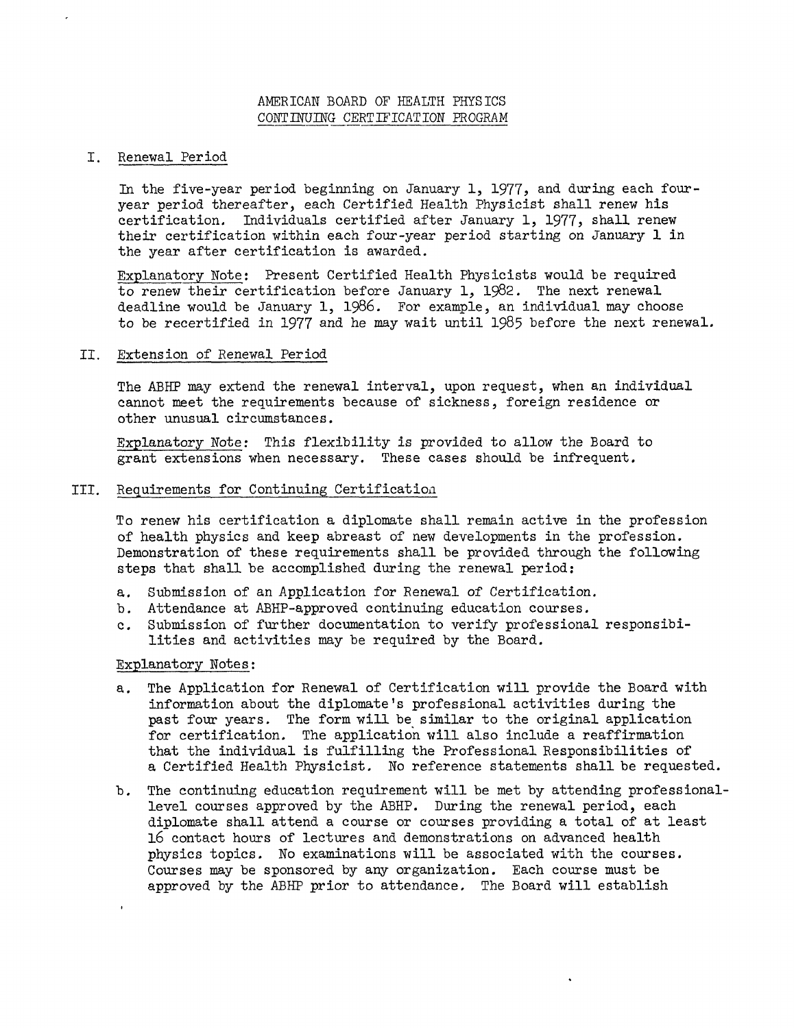# AMERICAN BOARD OF HEALTH PHYSICS
## CONTINUING CERTIFICATION PROGRAM

### I. Renewal Period

In the five-year period beginning on January 1, 1977, and during each four-year period thereafter, each Certified Health Physicist shall renew his certification. Individuals certified after January 1, 1977, shall renew their certification within each four-year period starting on January 1 in the year after certification is awarded.

Explanatory Note: Present Certified Health Physicists would be required to renew their certification before January 1, 1982. The next renewal deadline would be January 1, 1986. For example, an individual may choose to be recertified in 1977 and he may wait until 1985 before the next renewal.

### II. Extension of Renewal Period

The ABHP may extend the renewal interval, upon request, when an individual cannot meet the requirements because of sickness, foreign residence or other unusual circumstances.

Explanatory Note: This flexibility is provided to allow the Board to grant extensions when necessary. These cases should be infrequent.

### III. Requirements for Continuing Certification

To renew his certification a diplomate shall remain active in the profession of health physics and keep abreast of new developments in the profession. Demonstration of these requirements shall be provided through the following steps that shall be accomplished during the renewal period:

a. Submission of an Application for Renewal of Certification.
b. Attendance at ABHP-approved continuing education courses.
c. Submission of further documentation to verify professional responsibilities and activities may be required by the Board.

Explanatory Notes:

a. The Application for Renewal of Certification will provide the Board with information about the diplomate's professional activities during the past four years. The form will be similar to the original application for certification. The application will also include a reaffirmation that the individual is fulfilling the Professional Responsibilities of a Certified Health Physicist. No reference statements shall be requested.

b. The continuing education requirement will be met by attending professional-level courses approved by the ABHP. During the renewal period, each diplomate shall attend a course or courses providing a total of at least 16 contact hours of lectures and demonstrations on advanced health physics topics. No examinations will be associated with the courses. Courses may be sponsored by any organization. Each course must be approved by the ABHP prior to attendance. The Board will establish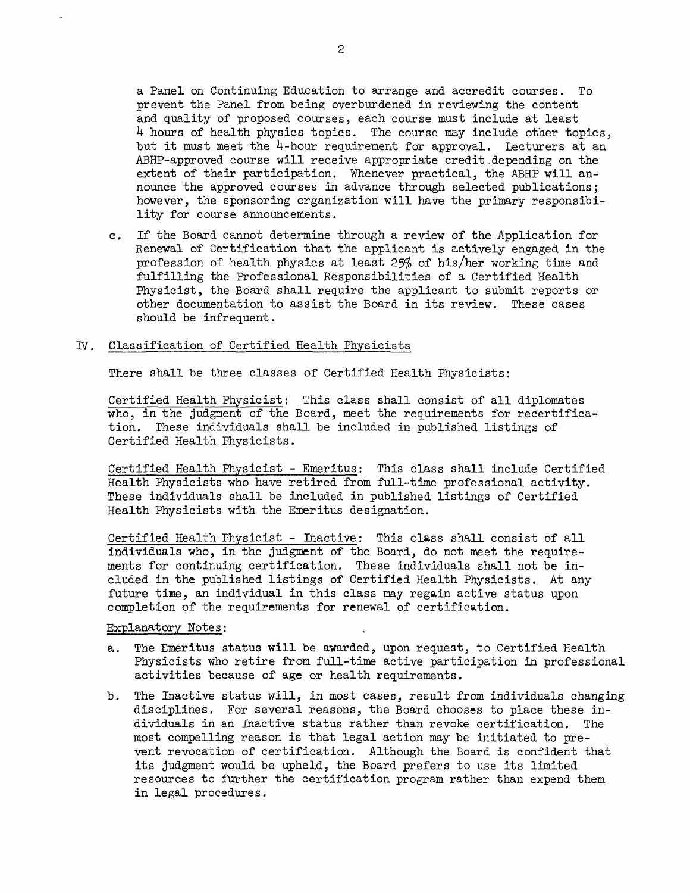a Panel on Continuing Education to arrange and accredit courses. To prevent the Panel from being overburdened in reviewing the content and quality of proposed courses, each course must include at least 4 hours of health physics topics. The course may include other topics, but it must meet the 4-hour requirement for approval. Lecturers at an ABHP-approved course will receive appropriate credit depending on the extent of their participation. Whenever practical, the ABHP will announce the approved courses in advance through selected publications; however, the sponsoring organization will have the primary responsibility for course announcements.

c. If the Board cannot determine through a review of the Application for Renewal of Certification that the applicant is actively engaged in the profession of health physics at least 25% of his/her working time and fulfilling the Professional Responsibilities of a Certified Health Physicist, the Board shall require the applicant to submit reports or other documentation to assist the Board in its review. These cases should be infrequent.

## IV. Classification of Certified Health Physicists

There shall be three classes of Certified Health Physicists:

Certified Health Physicist: This class shall consist of all diplomates who, in the judgment of the Board, meet the requirements for recertification. These individuals shall be included in published listings of Certified Health Physicists.

Certified Health Physicist - Emeritus: This class shall include Certified Health Physicists who have retired from full-time professional activity. These individuals shall be included in published listings of Certified Health Physicists with the Emeritus designation.

Certified Health Physicist - Inactive: This class shall consist of all individuals who, in the judgment of the Board, do not meet the requirements for continuing certification. These individuals shall not be included in the published listings of Certified Health Physicists. At any future time, an individual in this class may regain active status upon completion of the requirements for renewal of certification.

Explanatory Notes:

a. The Emeritus status will be awarded, upon request, to Certified Health Physicists who retire from full-time active participation in professional activities because of age or health requirements.

b. The Inactive status will, in most cases, result from individuals changing disciplines. For several reasons, the Board chooses to place these individuals in an Inactive status rather than revoke certification. The most compelling reason is that legal action may be initiated to prevent revocation of certification. Although the Board is confident that its judgment would be upheld, the Board prefers to use its limited resources to further the certification program rather than expend them in legal procedures.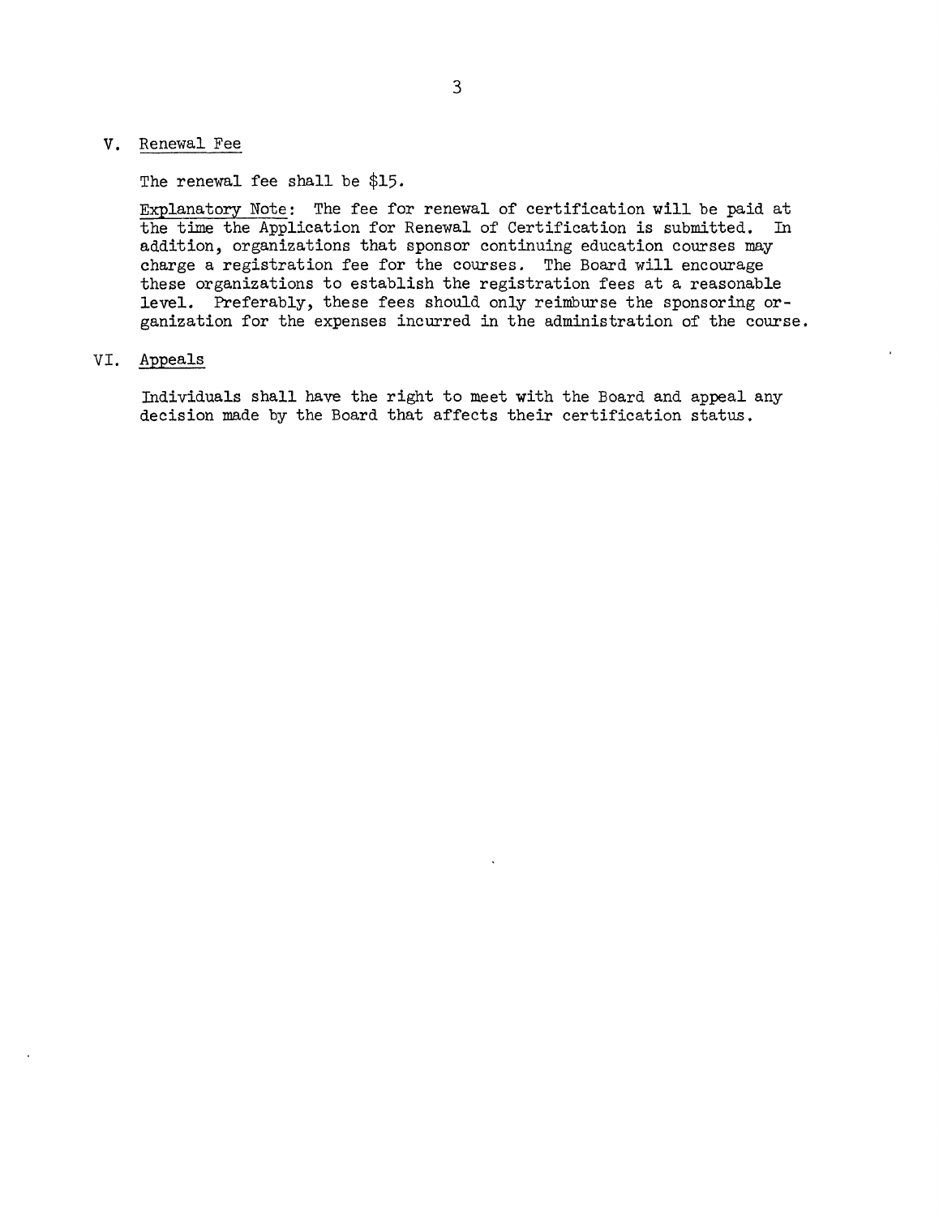## V. Renewal Fee

The renewal fee shall be $15.

Explanatory Note: The fee for renewal of certification will be paid at the time the Application for Renewal of Certification is submitted. In addition, organizations that sponsor continuing education courses may charge a registration fee for the courses. The Board will encourage these organizations to establish the registration fees at a reasonable level. Preferably, these fees should only reimburse the sponsoring organization for the expenses incurred in the administration of the course.

## VI. Appeals

Individuals shall have the right to meet with the Board and appeal any decision made by the Board that affects their certification status.